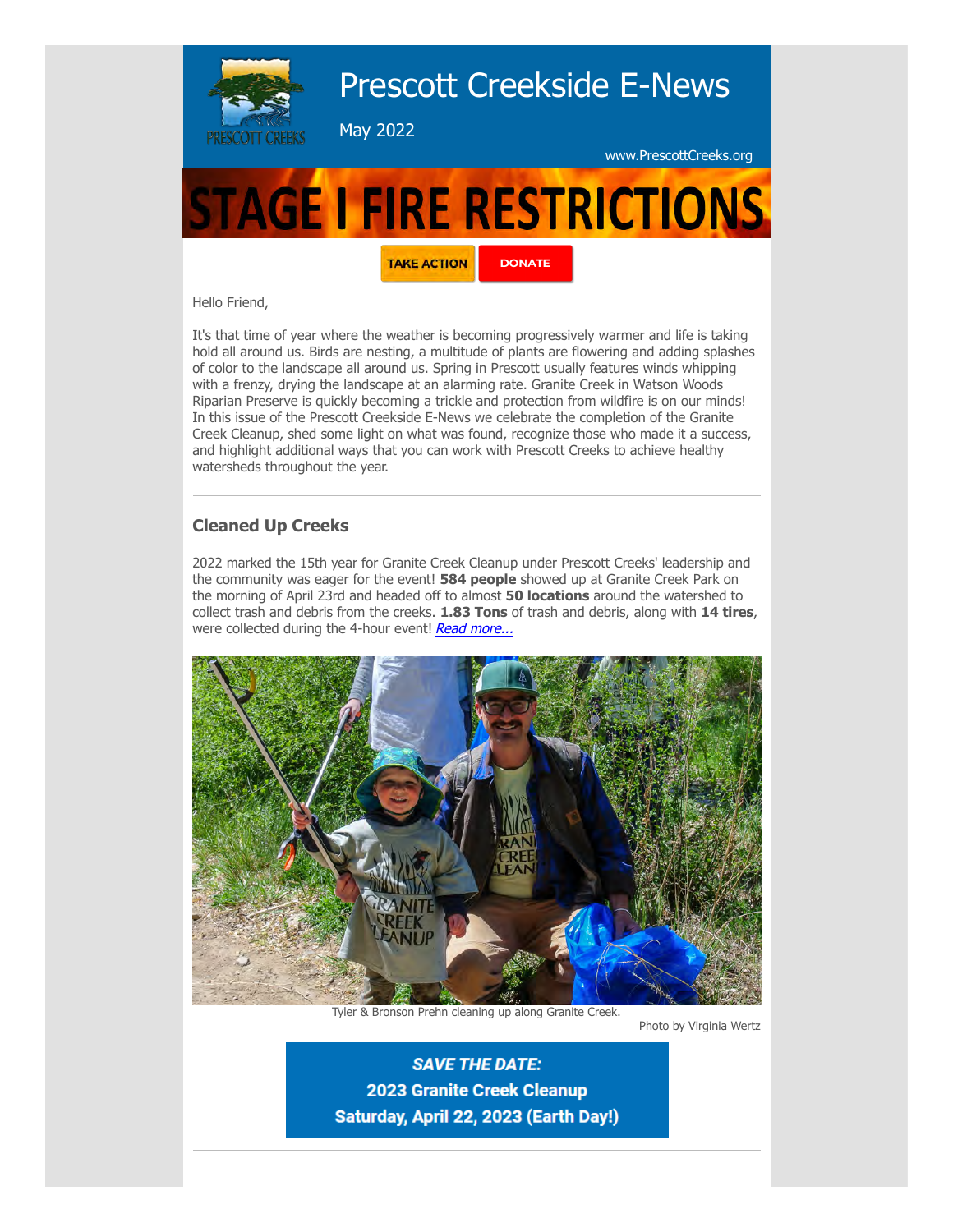# Prescott Creekside E-News

May 2022

www.PrescottCreeks.org

STAGE I FIRE RESTRICTIONS

TAKE ACTION

DONATE

Hello Friend,

It's that time of year where the weather is becoming progressively warmer and life is taking hold all around us. Birds are nesting, a multitude of plants are flowering and adding splashes of color to the landscape all around us. Spring in Prescott usually features winds whipping with a frenzy, drying the landscape at an alarming rate. Granite Creek in Watson Woods Riparian Preserve is quickly becoming a trickle and protection from wildfire is on our minds! In this issue of the Prescott Creekside E-News we celebrate the completion of the Granite Creek Cleanup, shed some light on what was found, recognize those who made it a success, and highlight additional ways that you can work with Prescott Creeks to achieve healthy watersheds throughout the year.

---

## Cleaned Up Creeks

2022 marked the 15th year for Granite Creek Cleanup under Prescott Creeks' leadership and the community was eager for the event! **584 people** showed up at Granite Creek Park on the morning of April 23rd and headed off to almost **50 locations** around the watershed to collect trash and debris from the creeks. **1.83 Tons** of trash and debris, along with **14 tires**, were collected during the 4-hour event! *Read more...*

Tyler & Bronson Prehn cleaning up along Granite Creek.

Photo by Virginia Wertz

***SAVE THE DATE:***
**2023 Granite Creek Cleanup**
**Saturday, April 22, 2023 (Earth Day!)**

---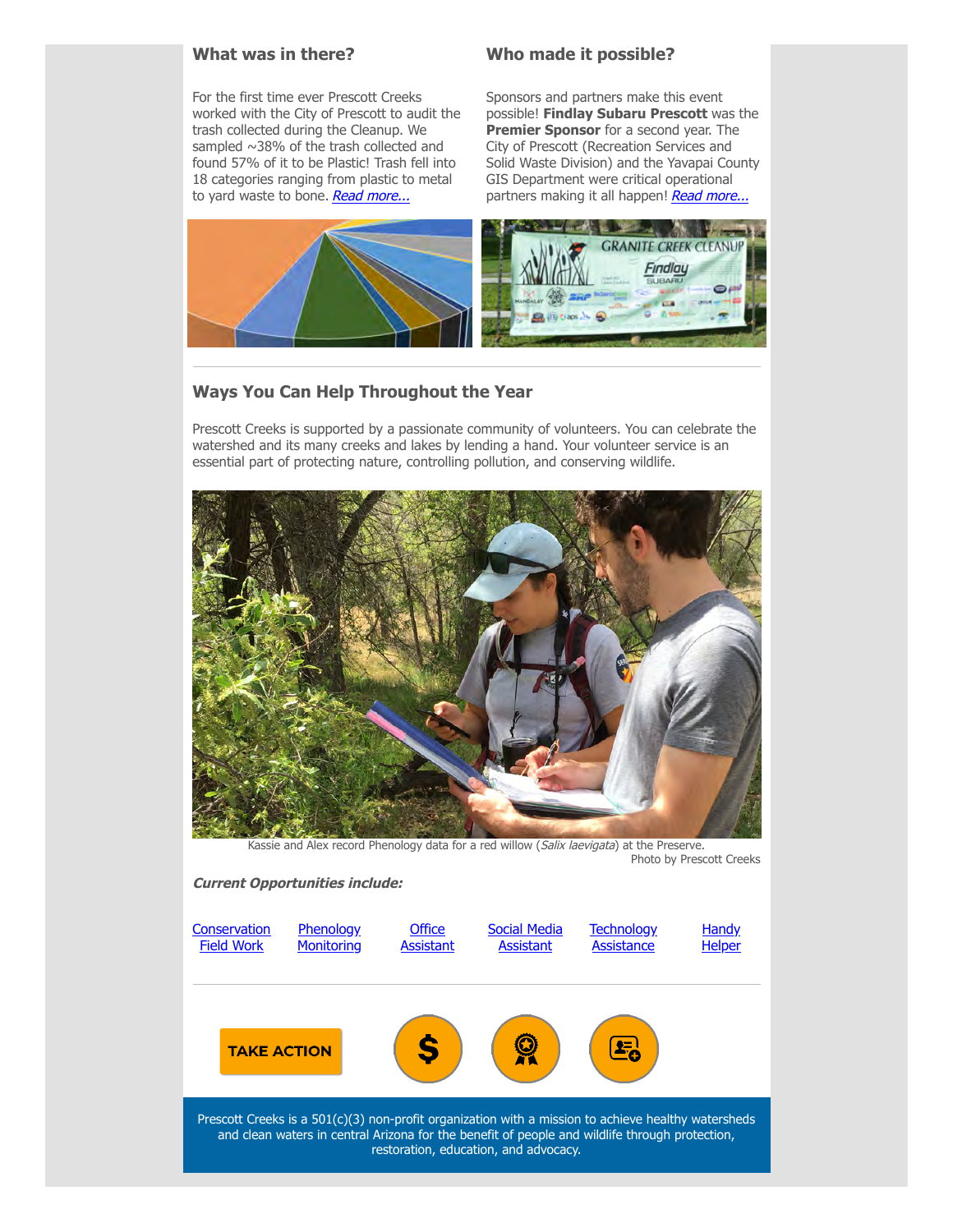### What was in there?

For the first time ever Prescott Creeks worked with the City of Prescott to audit the trash collected during the Cleanup. We sampled ~38% of the trash collected and found 57% of it to be Plastic! Trash fell into 18 categories ranging from plastic to metal to yard waste to bone. *Read more...*

### Who made it possible?

Sponsors and partners make this event possible! **Findlay Subaru Prescott** was the **Premier Sponsor** for a second year. The City of Prescott (Recreation Services and Solid Waste Division) and the Yavapai County GIS Department were critical operational partners making it all happen! *Read more...*

---

### Ways You Can Help Throughout the Year

Prescott Creeks is supported by a passionate community of volunteers. You can celebrate the watershed and its many creeks and lakes by lending a hand. Your volunteer service is an essential part of protecting nature, controlling pollution, and conserving wildlife.

Kassie and Alex record Phenology data for a red willow (*Salix laevigata*) at the Preserve.
Photo by Prescott Creeks

***Current Opportunities include:***

Conservation Field Work | Phenology Monitoring | Office Assistant | Social Media Assistant | Technology Assistance | Handy Helper

---

TAKE ACTION

Prescott Creeks is a 501(c)(3) non-profit organization with a mission to achieve healthy watersheds and clean waters in central Arizona for the benefit of people and wildlife through protection, restoration, education, and advocacy.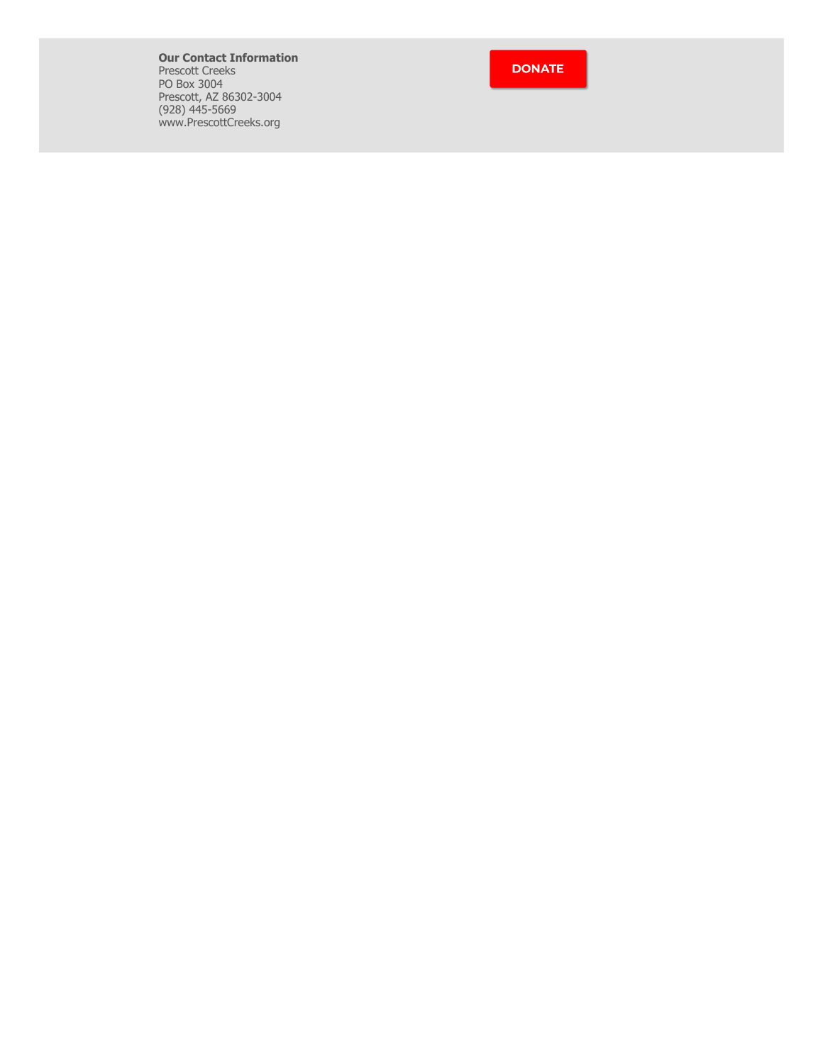**Our Contact Information**
Prescott Creeks
PO Box 3004
Prescott, AZ 86302-3004
(928) 445-5669
www.PrescottCreeks.org

DONATE